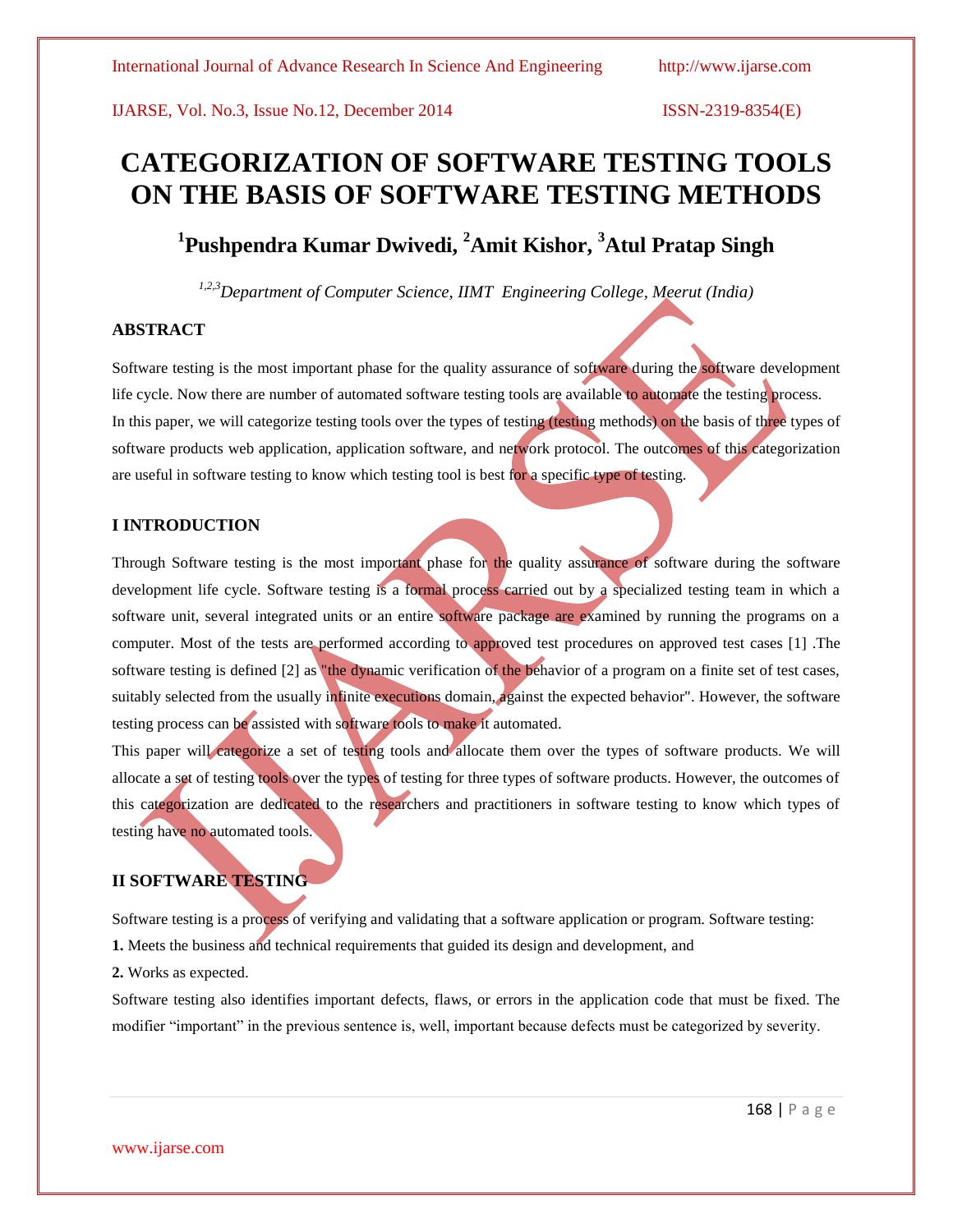# CATEGORIZATION OF SOFTWARE TESTING TOOLS ON THE BASIS OF SOFTWARE TESTING METHODS

## [1]Pushpendra Kumar Dwivedi, [2]Amit Kishor, [3]Atul Pratap Singh

*[1,2,3]Department of Computer Science, IIMT Engineering College, Meerut (India)*

### ABSTRACT

Software testing is the most important phase for the quality assurance of software during the software development life cycle. Now there are number of automated software testing tools are available to automate the testing process. In this paper, we will categorize testing tools over the types of testing (testing methods) on the basis of three types of software products web application, application software, and network protocol. The outcomes of this categorization are useful in software testing to know which testing tool is best for a specific type of testing.

### I INTRODUCTION

Through Software testing is the most important phase for the quality assurance of software during the software development life cycle. Software testing is a formal process carried out by a specialized testing team in which a software unit, several integrated units or an entire software package are examined by running the programs on a computer. Most of the tests are performed according to approved test procedures on approved test cases [1] .The software testing is defined [2] as "the dynamic verification of the behavior of a program on a finite set of test cases, suitably selected from the usually infinite executions domain, against the expected behavior". However, the software testing process can be assisted with software tools to make it automated.

This paper will categorize a set of testing tools and allocate them over the types of software products. We will allocate a set of testing tools over the types of testing for three types of software products. However, the outcomes of this categorization are dedicated to the researchers and practitioners in software testing to know which types of testing have no automated tools.

### II SOFTWARE TESTING

Software testing is a process of verifying and validating that a software application or program. Software testing:

**1.** Meets the business and technical requirements that guided its design and development, and

**2.** Works as expected.

Software testing also identifies important defects, flaws, or errors in the application code that must be fixed. The modifier "important" in the previous sentence is, well, important because defects must be categorized by severity.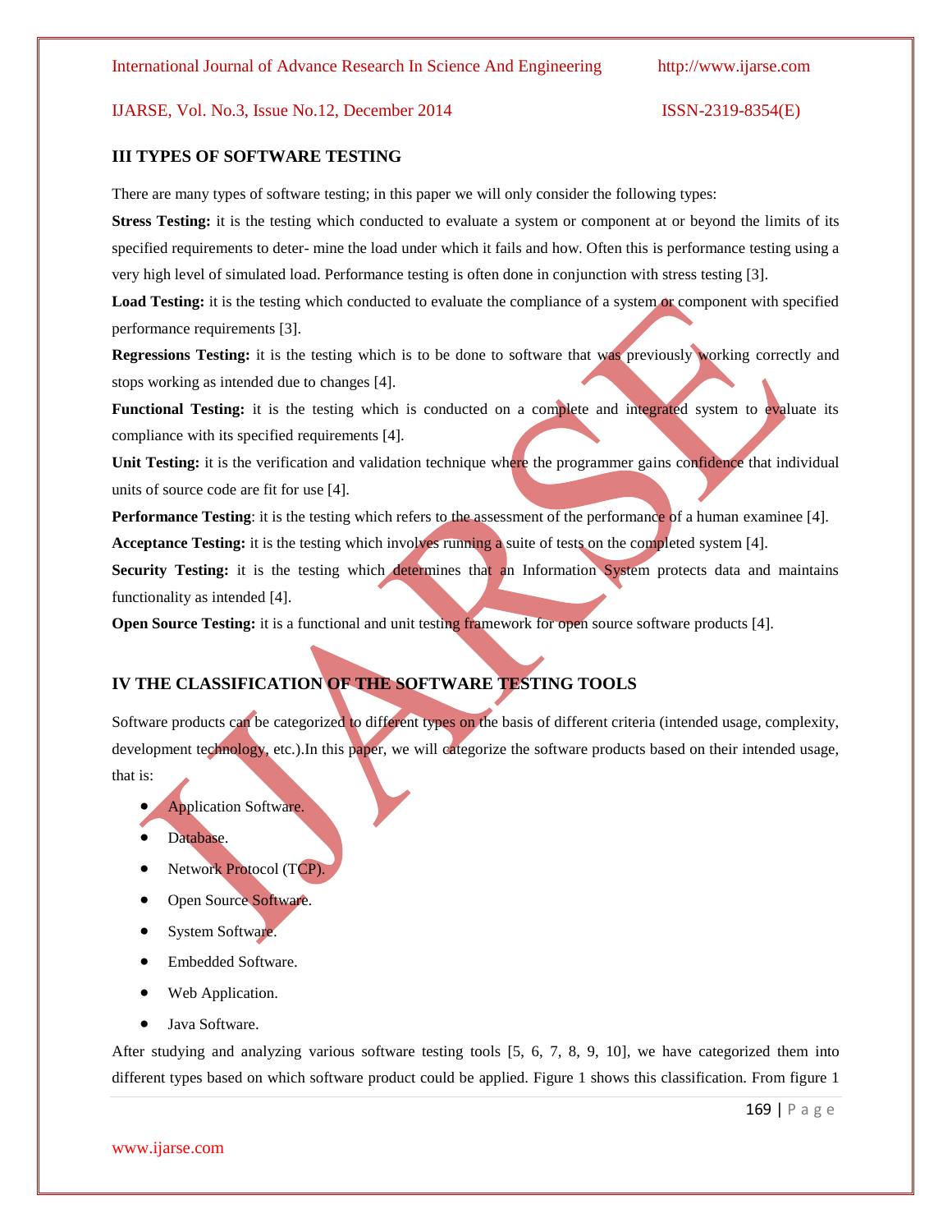## III TYPES OF SOFTWARE TESTING

There are many types of software testing; in this paper we will only consider the following types:

**Stress Testing:** it is the testing which conducted to evaluate a system or component at or beyond the limits of its specified requirements to deter- mine the load under which it fails and how. Often this is performance testing using a very high level of simulated load. Performance testing is often done in conjunction with stress testing [3].

**Load Testing:** it is the testing which conducted to evaluate the compliance of a system or component with specified performance requirements [3].

**Regressions Testing:** it is the testing which is to be done to software that was previously working correctly and stops working as intended due to changes [4].

**Functional Testing:** it is the testing which is conducted on a complete and integrated system to evaluate its compliance with its specified requirements [4].

**Unit Testing:** it is the verification and validation technique where the programmer gains confidence that individual units of source code are fit for use [4].

**Performance Testing**: it is the testing which refers to the assessment of the performance of a human examinee [4].

**Acceptance Testing:** it is the testing which involves running a suite of tests on the completed system [4].

**Security Testing:** it is the testing which determines that an Information System protects data and maintains functionality as intended [4].

**Open Source Testing:** it is a functional and unit testing framework for open source software products [4].

## IV THE CLASSIFICATION OF THE SOFTWARE TESTING TOOLS

Software products can be categorized to different types on the basis of different criteria (intended usage, complexity, development technology, etc.).In this paper, we will categorize the software products based on their intended usage, that is:

- Application Software.
- Database.
- Network Protocol (TCP).
- Open Source Software.
- System Software.
- Embedded Software.
- Web Application.
- Java Software.

After studying and analyzing various software testing tools [5, 6, 7, 8, 9, 10], we have categorized them into different types based on which software product could be applied. Figure 1 shows this classification. From figure 1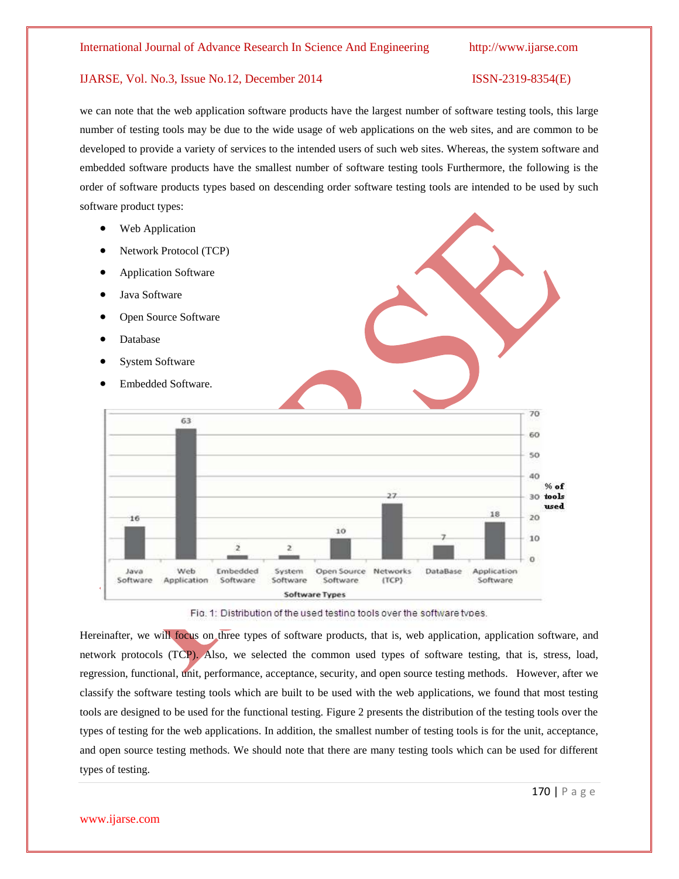we can note that the web application software products have the largest number of software testing tools, this large number of testing tools may be due to the wide usage of web applications on the web sites, and are common to be developed to provide a variety of services to the intended users of such web sites. Whereas, the system software and embedded software products have the smallest number of software testing tools Furthermore, the following is the order of software products types based on descending order software testing tools are intended to be used by such software product types:

- Web Application
- Network Protocol (TCP)
- Application Software
- Java Software
- Open Source Software
- Database
- System Software
- Embedded Software.

Fig. 1: Distribution of the used testing tools over the software types.

Hereinafter, we will focus on three types of software products, that is, web application, application software, and network protocols (TCP). Also, we selected the common used types of software testing, that is, stress, load, regression, functional, unit, performance, acceptance, security, and open source testing methods. However, after we classify the software testing tools which are built to be used with the web applications, we found that most testing tools are designed to be used for the functional testing. Figure 2 presents the distribution of the testing tools over the types of testing for the web applications. In addition, the smallest number of testing tools is for the unit, acceptance, and open source testing methods. We should note that there are many testing tools which can be used for different types of testing.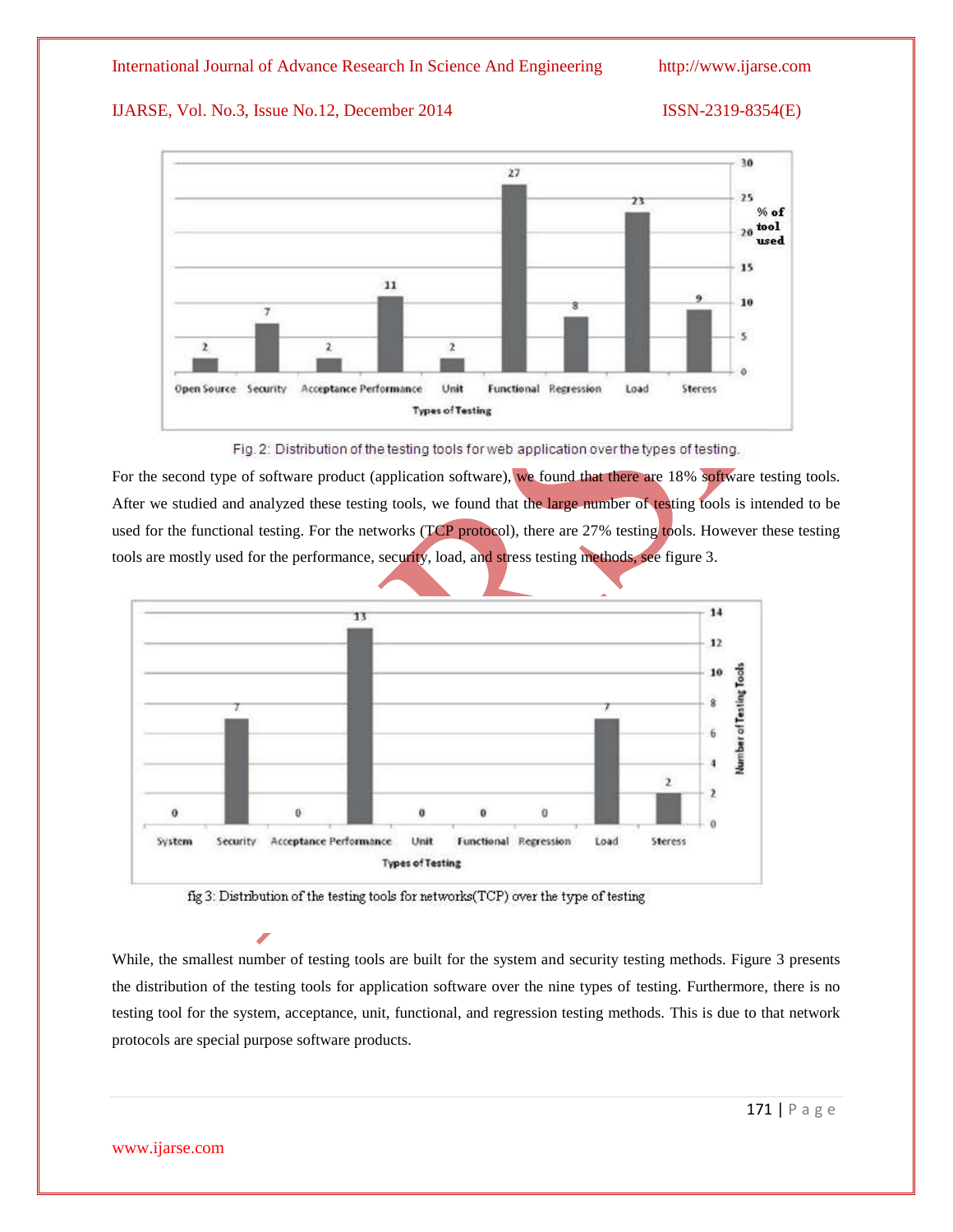Fig. 2: Distribution of the testing tools for web application over the types of testing.

For the second type of software product (application software), we found that there are 18% software testing tools. After we studied and analyzed these testing tools, we found that the large number of testing tools is intended to be used for the functional testing. For the networks (TCP protocol), there are 27% testing tools. However these testing tools are mostly used for the performance, security, load, and stress testing methods, see figure 3.

fig 3: Distribution of the testing tools for networks(TCP) over the type of testing

While, the smallest number of testing tools are built for the system and security testing methods. Figure 3 presents the distribution of the testing tools for application software over the nine types of testing. Furthermore, there is no testing tool for the system, acceptance, unit, functional, and regression testing methods. This is due to that network protocols are special purpose software products.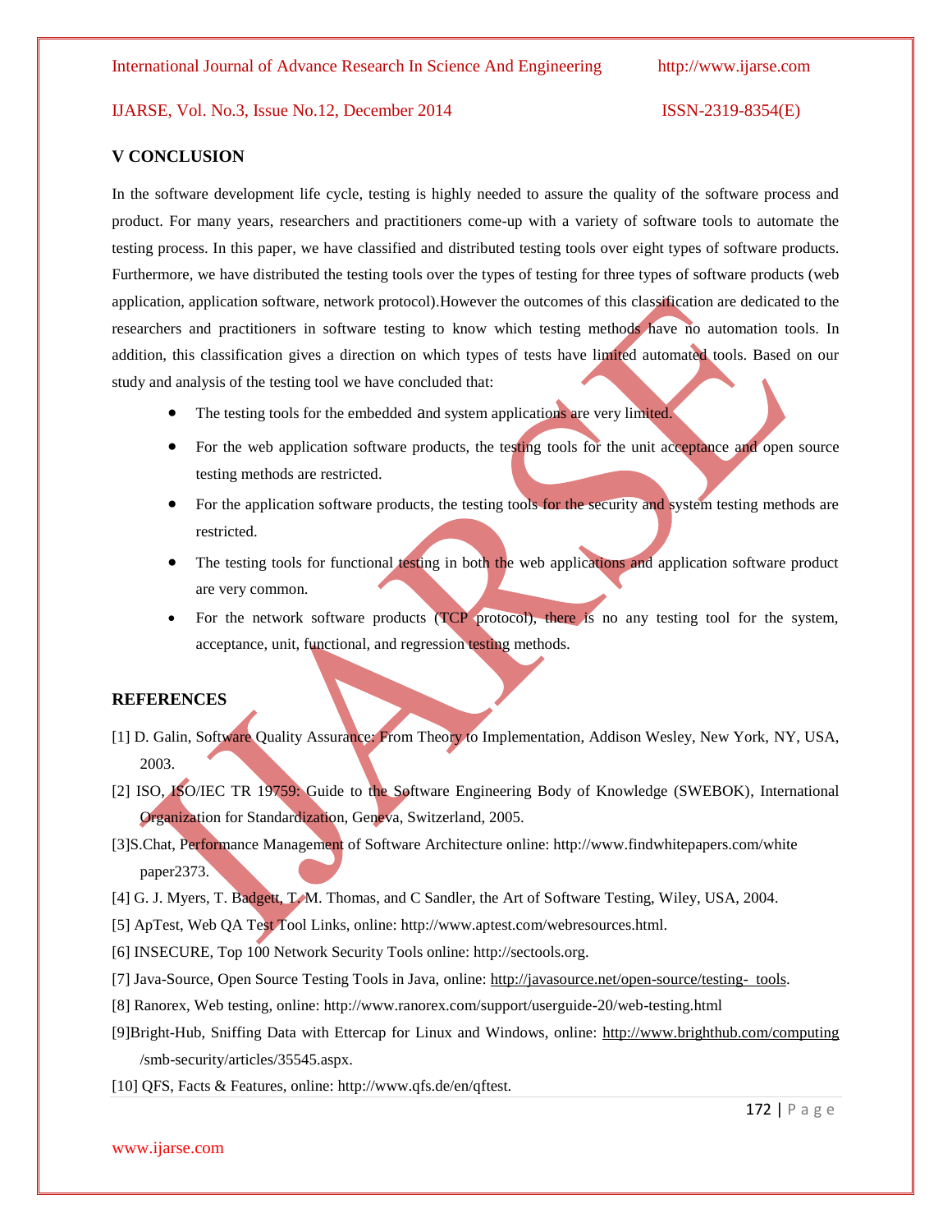## V CONCLUSION

In the software development life cycle, testing is highly needed to assure the quality of the software process and product. For many years, researchers and practitioners come-up with a variety of software tools to automate the testing process. In this paper, we have classified and distributed testing tools over eight types of software products. Furthermore, we have distributed the testing tools over the types of testing for three types of software products (web application, application software, network protocol).However the outcomes of this classification are dedicated to the researchers and practitioners in software testing to know which testing methods have no automation tools. In addition, this classification gives a direction on which types of tests have limited automated tools. Based on our study and analysis of the testing tool we have concluded that:

- The testing tools for the embedded and system applications are very limited.
- For the web application software products, the testing tools for the unit acceptance and open source testing methods are restricted.
- For the application software products, the testing tools for the security and system testing methods are restricted.
- The testing tools for functional testing in both the web applications and application software product are very common.
- For the network software products (TCP protocol), there is no any testing tool for the system, acceptance, unit, functional, and regression testing methods.

## REFERENCES

[1] D. Galin, Software Quality Assurance: From Theory to Implementation, Addison Wesley, New York, NY, USA, 2003.

[2] ISO, ISO/IEC TR 19759: Guide to the Software Engineering Body of Knowledge (SWEBOK), International Organization for Standardization, Geneva, Switzerland, 2005.

[3]S.Chat, Performance Management of Software Architecture online: http://www.findwhitepapers.com/white paper2373.

[4] G. J. Myers, T. Badgett, T. M. Thomas, and C Sandler, the Art of Software Testing, Wiley, USA, 2004.

[5] ApTest, Web QA Test Tool Links, online: http://www.aptest.com/webresources.html.

[6] INSECURE, Top 100 Network Security Tools online: http://sectools.org.

[7] Java-Source, Open Source Testing Tools in Java, online: http://javasource.net/open-source/testing- tools.

[8] Ranorex, Web testing, online: http://www.ranorex.com/support/userguide-20/web-testing.html

[9]Bright-Hub, Sniffing Data with Ettercap for Linux and Windows, online: http://www.brighthub.com/computing /smb-security/articles/35545.aspx.

[10] QFS, Facts & Features, online: http://www.qfs.de/en/qftest.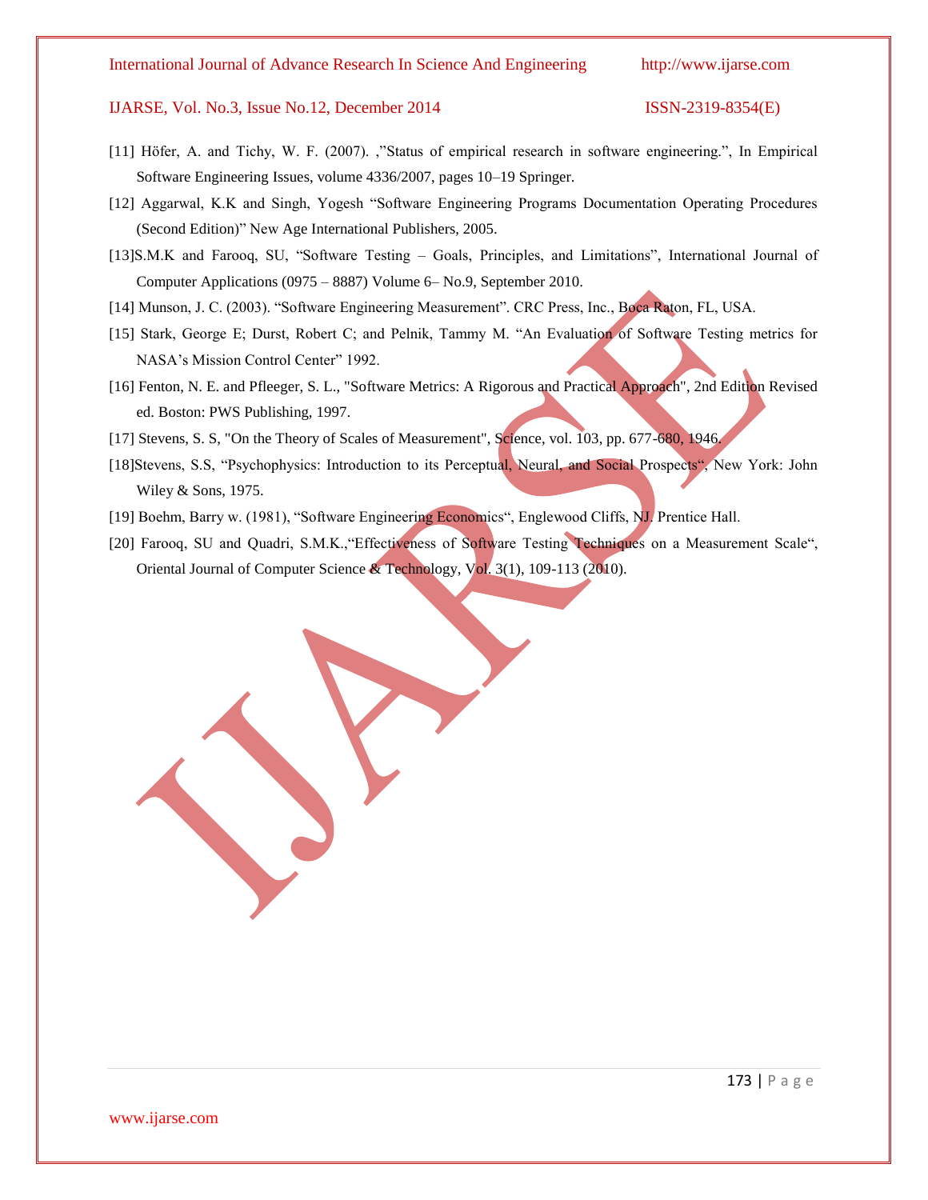[11] Höfer, A. and Tichy, W. F. (2007). ,"Status of empirical research in software engineering.", In Empirical Software Engineering Issues, volume 4336/2007, pages 10–19 Springer.

[12] Aggarwal, K.K and Singh, Yogesh "Software Engineering Programs Documentation Operating Procedures (Second Edition)" New Age International Publishers, 2005.

[13]S.M.K and Farooq, SU, "Software Testing – Goals, Principles, and Limitations", International Journal of Computer Applications (0975 – 8887) Volume 6– No.9, September 2010.

[14] Munson, J. C. (2003). "Software Engineering Measurement". CRC Press, Inc., Boca Raton, FL, USA.

[15] Stark, George E; Durst, Robert C; and Pelnik, Tammy M. "An Evaluation of Software Testing metrics for NASA's Mission Control Center" 1992.

[16] Fenton, N. E. and Pfleeger, S. L., "Software Metrics: A Rigorous and Practical Approach", 2nd Edition Revised ed. Boston: PWS Publishing, 1997.

[17] Stevens, S. S, "On the Theory of Scales of Measurement", Science, vol. 103, pp. 677-680, 1946.

[18]Stevens, S.S, "Psychophysics: Introduction to its Perceptual, Neural, and Social Prospects", New York: John Wiley & Sons, 1975.

[19] Boehm, Barry w. (1981), "Software Engineering Economics", Englewood Cliffs, NJ. Prentice Hall.

[20] Farooq, SU and Quadri, S.M.K.,"Effectiveness of Software Testing Techniques on a Measurement Scale", Oriental Journal of Computer Science & Technology, Vol. 3(1), 109-113 (2010).